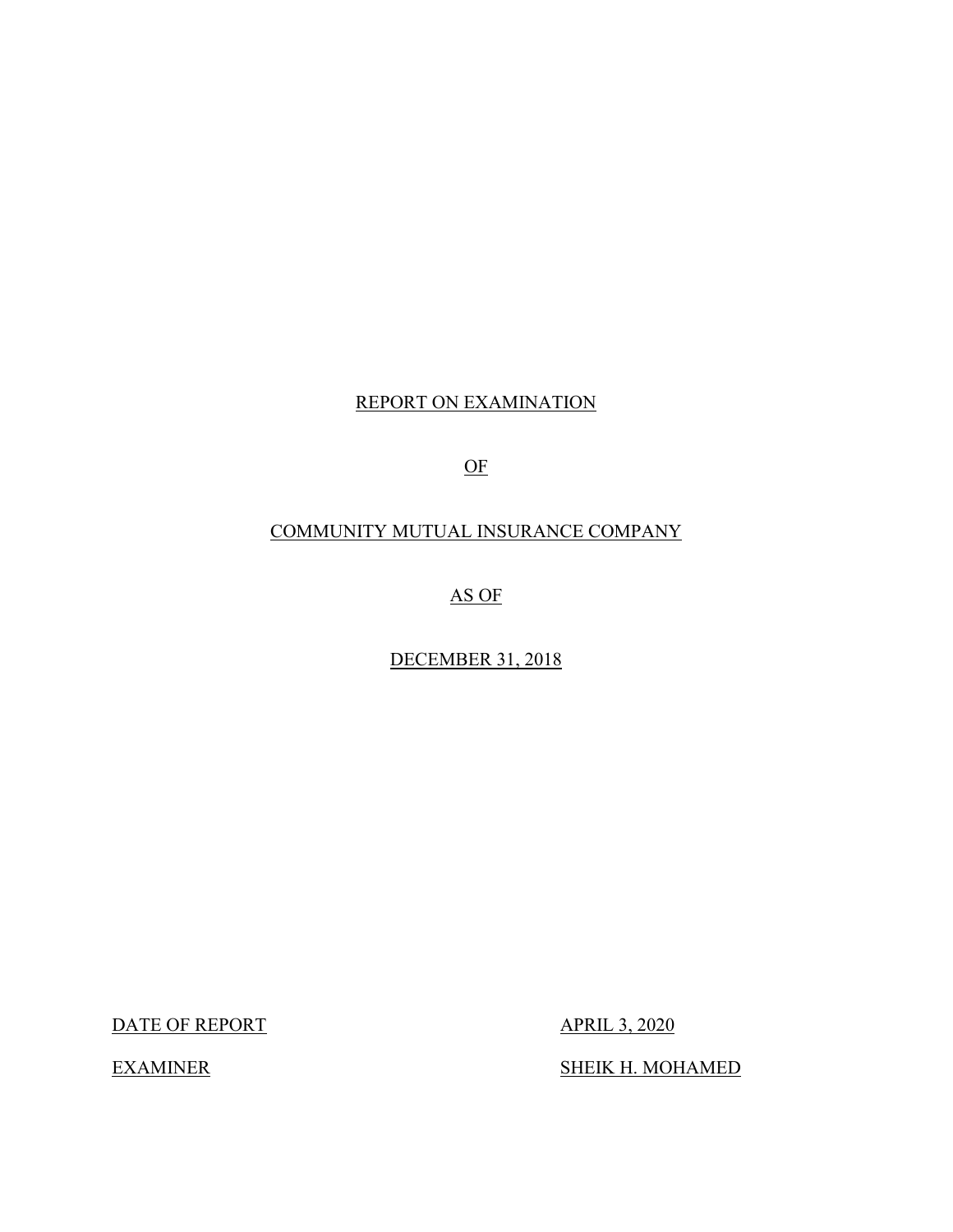REPORT ON EXAMINATION

OF

COMMUNITY MUTUAL INSURANCE COMPANY

AS OF

DECEMBER 31, 2018

| | |
|---|---|
| DATE OF REPORT | APRIL 3, 2020 |
| EXAMINER | SHEIK H. MOHAMED |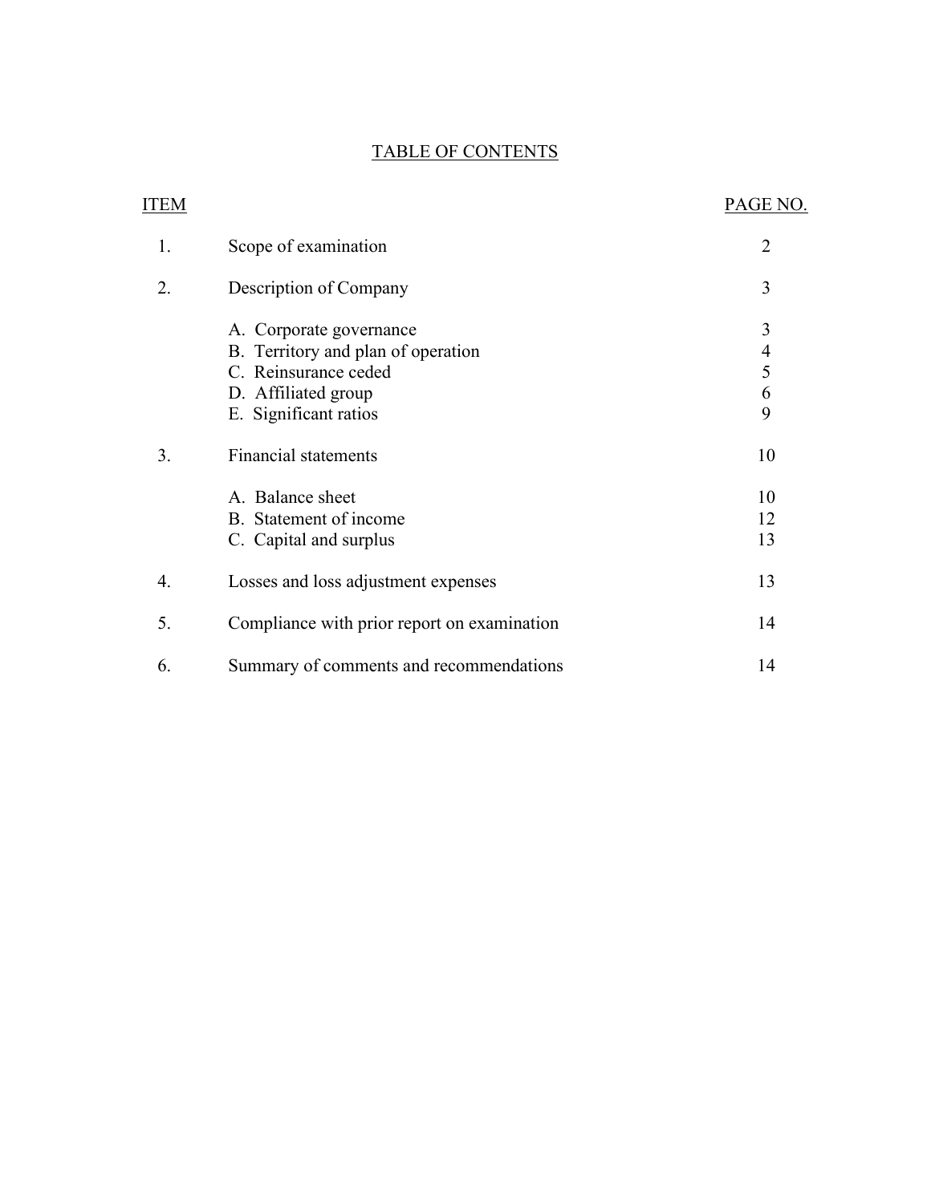# TABLE OF CONTENTS

| ITEM | | PAGE NO. |
|---|---|---|
| 1. | Scope of examination | 2 |
| 2. | Description of Company | 3 |
| | A. Corporate governance | 3 |
| | B. Territory and plan of operation | 4 |
| | C. Reinsurance ceded | 5 |
| | D. Affiliated group | 6 |
| | E. Significant ratios | 9 |
| 3. | Financial statements | 10 |
| | A. Balance sheet | 10 |
| | B. Statement of income | 12 |
| | C. Capital and surplus | 13 |
| 4. | Losses and loss adjustment expenses | 13 |
| 5. | Compliance with prior report on examination | 14 |
| 6. | Summary of comments and recommendations | 14 |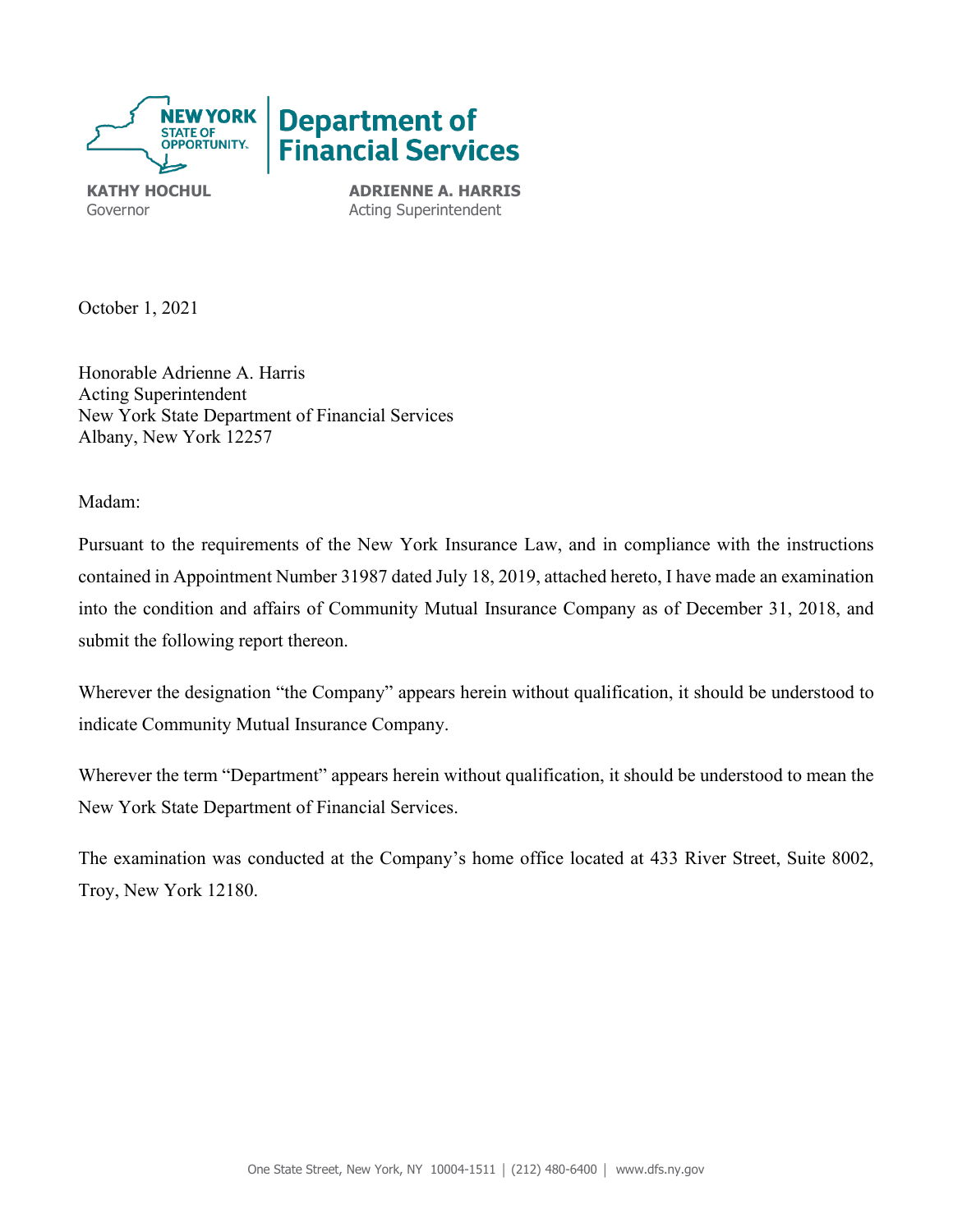**NEW YORK STATE OF OPPORTUNITY.** | **Department of Financial Services**

**KATHY HOCHUL**
Governor

**ADRIENNE A. HARRIS**
Acting Superintendent

October 1, 2021

Honorable Adrienne A. Harris
Acting Superintendent
New York State Department of Financial Services
Albany, New York 12257

Madam:

Pursuant to the requirements of the New York Insurance Law, and in compliance with the instructions contained in Appointment Number 31987 dated July 18, 2019, attached hereto, I have made an examination into the condition and affairs of Community Mutual Insurance Company as of December 31, 2018, and submit the following report thereon.

Wherever the designation "the Company" appears herein without qualification, it should be understood to indicate Community Mutual Insurance Company.

Wherever the term "Department" appears herein without qualification, it should be understood to mean the New York State Department of Financial Services.

The examination was conducted at the Company's home office located at 433 River Street, Suite 8002, Troy, New York 12180.

One State Street, New York, NY 10004-1511 | (212) 480-6400 | www.dfs.ny.gov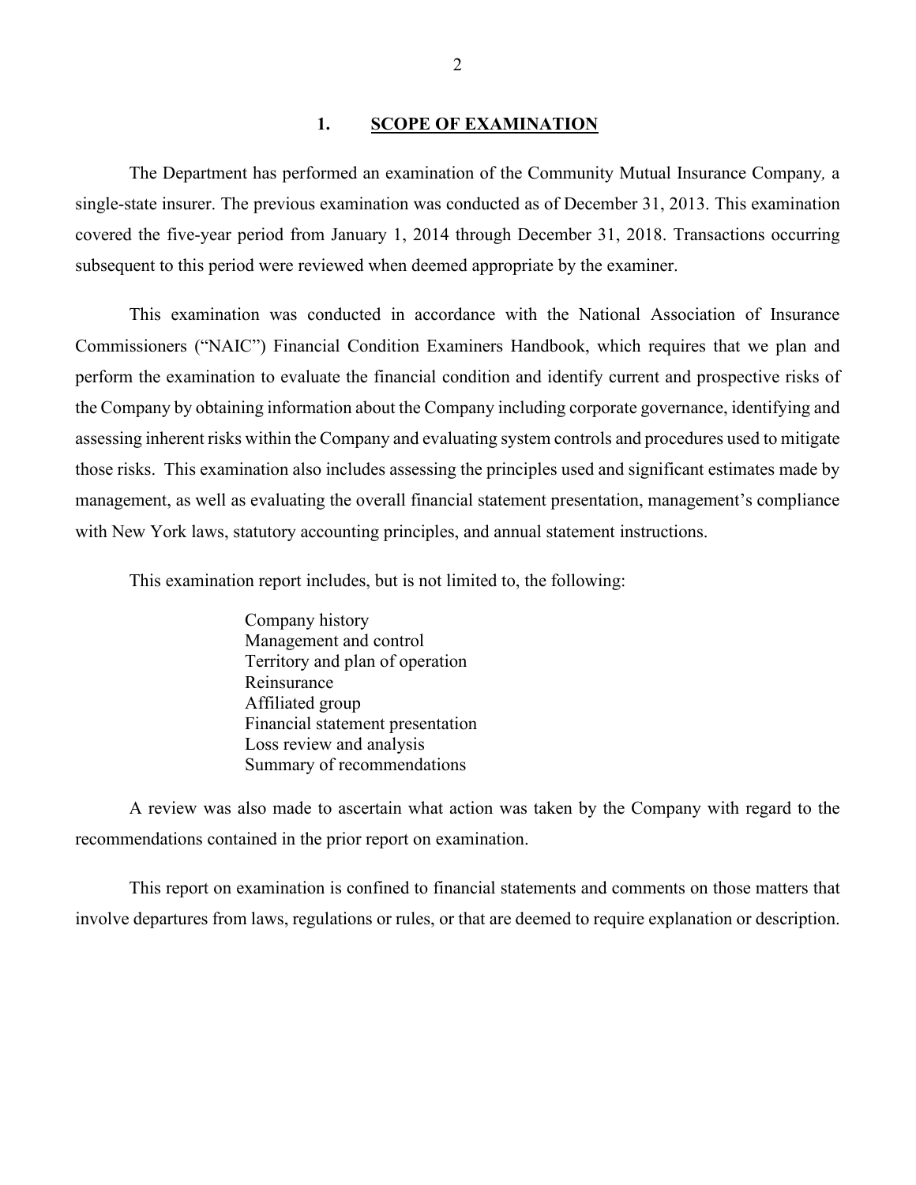## 1. SCOPE OF EXAMINATION

The Department has performed an examination of the Community Mutual Insurance Company*,* a single-state insurer. The previous examination was conducted as of December 31, 2013. This examination covered the five-year period from January 1, 2014 through December 31, 2018. Transactions occurring subsequent to this period were reviewed when deemed appropriate by the examiner.

This examination was conducted in accordance with the National Association of Insurance Commissioners ("NAIC") Financial Condition Examiners Handbook, which requires that we plan and perform the examination to evaluate the financial condition and identify current and prospective risks of the Company by obtaining information about the Company including corporate governance, identifying and assessing inherent risks within the Company and evaluating system controls and procedures used to mitigate those risks. This examination also includes assessing the principles used and significant estimates made by management, as well as evaluating the overall financial statement presentation, management's compliance with New York laws, statutory accounting principles, and annual statement instructions.

This examination report includes, but is not limited to, the following:

- Company history
- Management and control
- Territory and plan of operation
- Reinsurance
- Affiliated group
- Financial statement presentation
- Loss review and analysis
- Summary of recommendations

A review was also made to ascertain what action was taken by the Company with regard to the recommendations contained in the prior report on examination.

This report on examination is confined to financial statements and comments on those matters that involve departures from laws, regulations or rules, or that are deemed to require explanation or description.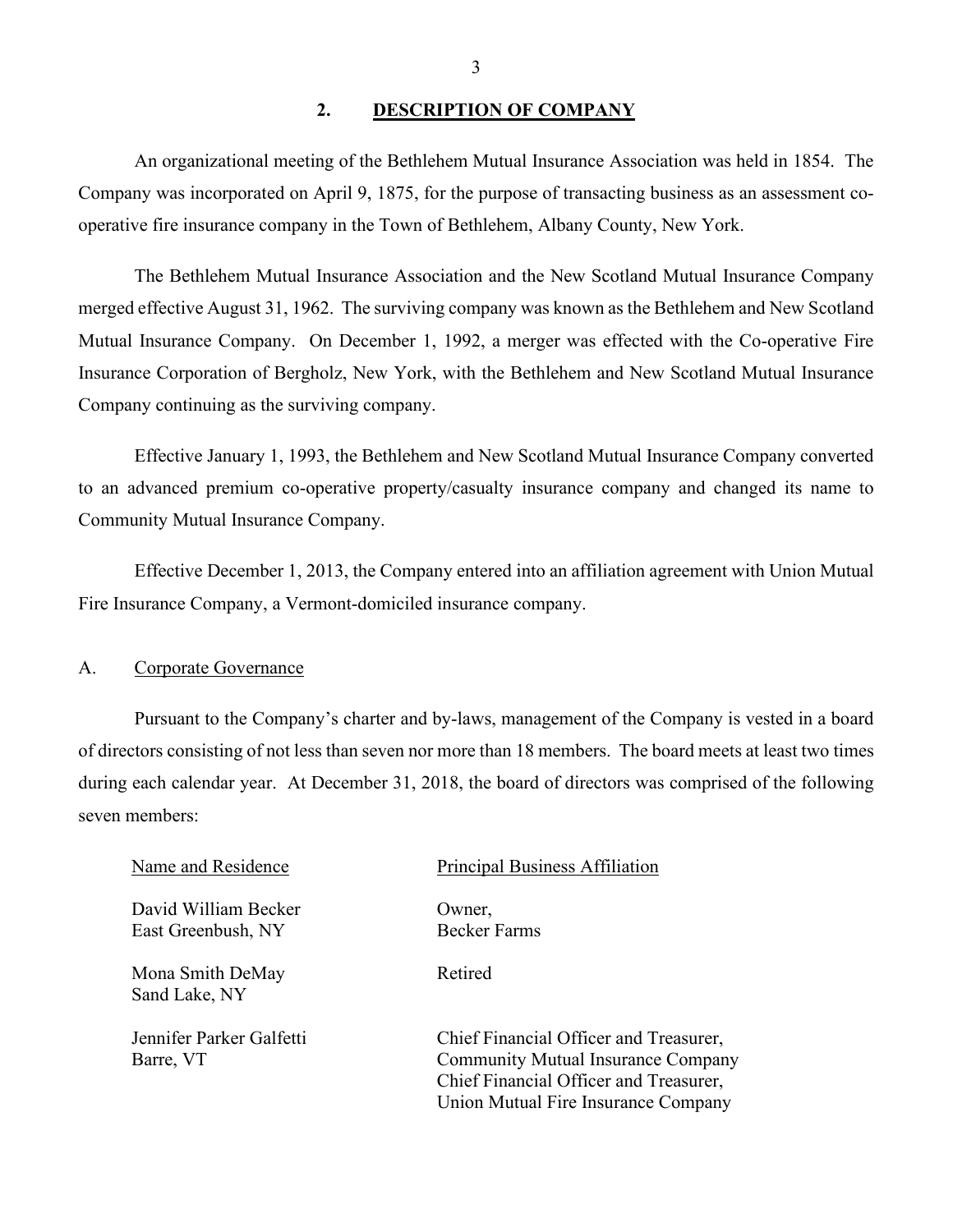## 2. DESCRIPTION OF COMPANY

An organizational meeting of the Bethlehem Mutual Insurance Association was held in 1854. The Company was incorporated on April 9, 1875, for the purpose of transacting business as an assessment co-operative fire insurance company in the Town of Bethlehem, Albany County, New York.

The Bethlehem Mutual Insurance Association and the New Scotland Mutual Insurance Company merged effective August 31, 1962. The surviving company was known as the Bethlehem and New Scotland Mutual Insurance Company. On December 1, 1992, a merger was effected with the Co-operative Fire Insurance Corporation of Bergholz, New York, with the Bethlehem and New Scotland Mutual Insurance Company continuing as the surviving company.

Effective January 1, 1993, the Bethlehem and New Scotland Mutual Insurance Company converted to an advanced premium co-operative property/casualty insurance company and changed its name to Community Mutual Insurance Company.

Effective December 1, 2013, the Company entered into an affiliation agreement with Union Mutual Fire Insurance Company, a Vermont-domiciled insurance company.

### A. Corporate Governance

Pursuant to the Company's charter and by-laws, management of the Company is vested in a board of directors consisting of not less than seven nor more than 18 members. The board meets at least two times during each calendar year. At December 31, 2018, the board of directors was comprised of the following seven members:

| Name and Residence | Principal Business Affiliation |
|---|---|
| David William Becker<br>East Greenbush, NY | Owner,<br>Becker Farms |
| Mona Smith DeMay<br>Sand Lake, NY | Retired |
| Jennifer Parker Galfetti<br>Barre, VT | Chief Financial Officer and Treasurer,<br>Community Mutual Insurance Company<br>Chief Financial Officer and Treasurer,<br>Union Mutual Fire Insurance Company |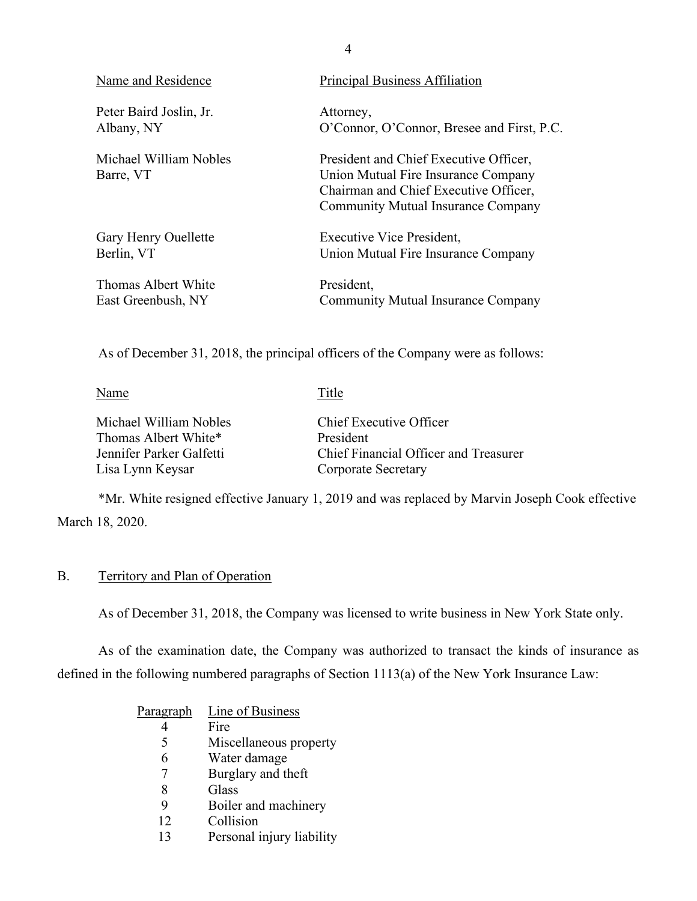| Name and Residence | Principal Business Affiliation |
|---|---|
| Peter Baird Joslin, Jr.<br>Albany, NY | Attorney,<br>O'Connor, O'Connor, Bresee and First, P.C. |
| Michael William Nobles<br>Barre, VT | President and Chief Executive Officer,<br>Union Mutual Fire Insurance Company<br>Chairman and Chief Executive Officer,<br>Community Mutual Insurance Company |
| Gary Henry Ouellette<br>Berlin, VT | Executive Vice President,<br>Union Mutual Fire Insurance Company |
| Thomas Albert White<br>East Greenbush, NY | President,<br>Community Mutual Insurance Company |

As of December 31, 2018, the principal officers of the Company were as follows:

| Name | Title |
|---|---|
| Michael William Nobles | Chief Executive Officer |
| Thomas Albert White* | President |
| Jennifer Parker Galfetti | Chief Financial Officer and Treasurer |
| Lisa Lynn Keysar | Corporate Secretary |

*Mr. White resigned effective January 1, 2019 and was replaced by Marvin Joseph Cook effective March 18, 2020.

## B. Territory and Plan of Operation

As of December 31, 2018, the Company was licensed to write business in New York State only.

As of the examination date, the Company was authorized to transact the kinds of insurance as defined in the following numbered paragraphs of Section 1113(a) of the New York Insurance Law:

| Paragraph | Line of Business |
|---|---|
| 4 | Fire |
| 5 | Miscellaneous property |
| 6 | Water damage |
| 7 | Burglary and theft |
| 8 | Glass |
| 9 | Boiler and machinery |
| 12 | Collision |
| 13 | Personal injury liability |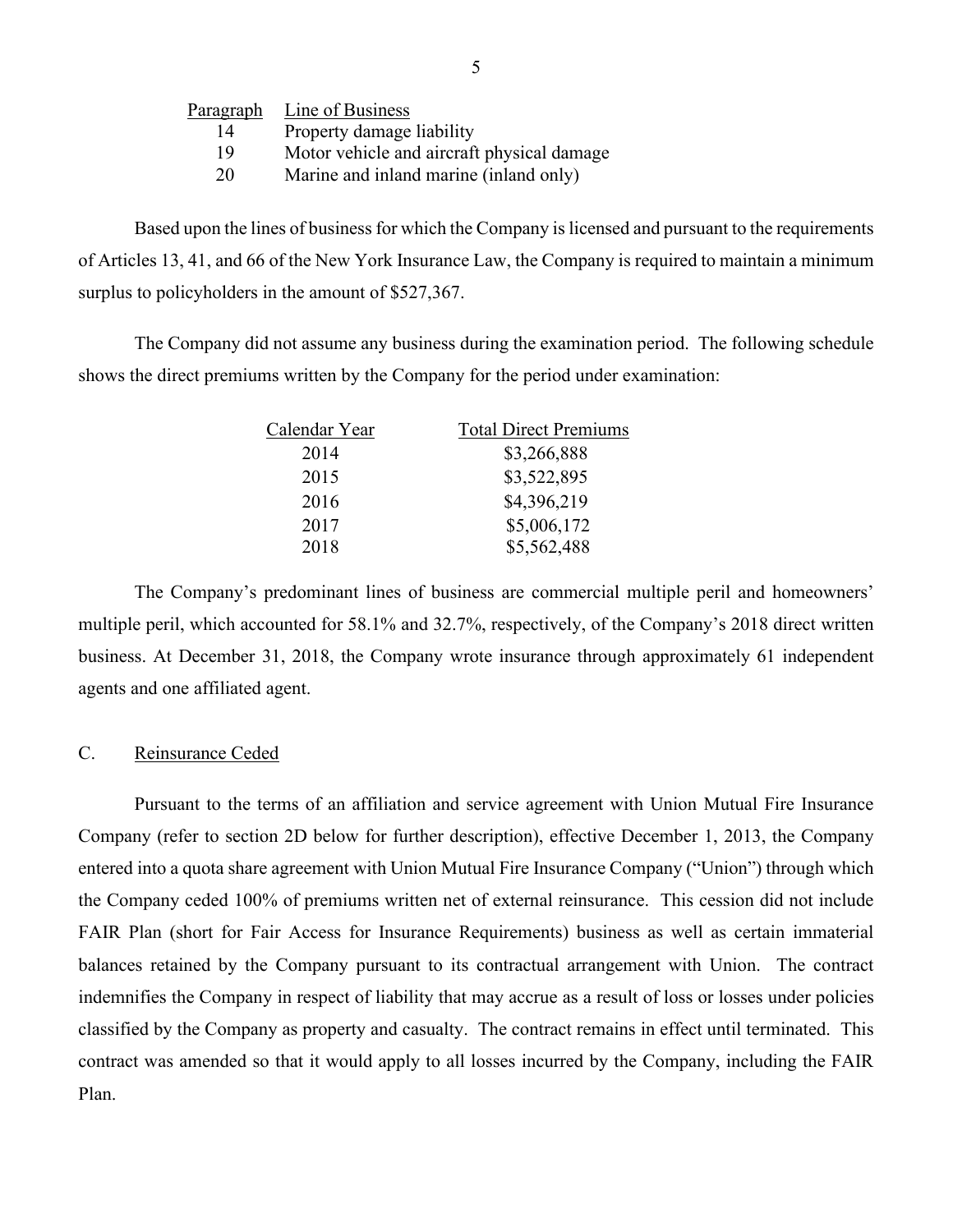| Paragraph | Line of Business |
|---|---|
| 14 | Property damage liability |
| 19 | Motor vehicle and aircraft physical damage |
| 20 | Marine and inland marine (inland only) |

Based upon the lines of business for which the Company is licensed and pursuant to the requirements of Articles 13, 41, and 66 of the New York Insurance Law, the Company is required to maintain a minimum surplus to policyholders in the amount of $527,367.

The Company did not assume any business during the examination period. The following schedule shows the direct premiums written by the Company for the period under examination:

| Calendar Year | Total Direct Premiums |
|---|---|
| 2014 | $3,266,888 |
| 2015 | $3,522,895 |
| 2016 | $4,396,219 |
| 2017 | $5,006,172 |
| 2018 | $5,562,488 |

The Company's predominant lines of business are commercial multiple peril and homeowners' multiple peril, which accounted for 58.1% and 32.7%, respectively, of the Company's 2018 direct written business. At December 31, 2018, the Company wrote insurance through approximately 61 independent agents and one affiliated agent.

## C. Reinsurance Ceded

Pursuant to the terms of an affiliation and service agreement with Union Mutual Fire Insurance Company (refer to section 2D below for further description), effective December 1, 2013, the Company entered into a quota share agreement with Union Mutual Fire Insurance Company ("Union") through which the Company ceded 100% of premiums written net of external reinsurance. This cession did not include FAIR Plan (short for Fair Access for Insurance Requirements) business as well as certain immaterial balances retained by the Company pursuant to its contractual arrangement with Union. The contract indemnifies the Company in respect of liability that may accrue as a result of loss or losses under policies classified by the Company as property and casualty. The contract remains in effect until terminated. This contract was amended so that it would apply to all losses incurred by the Company, including the FAIR Plan.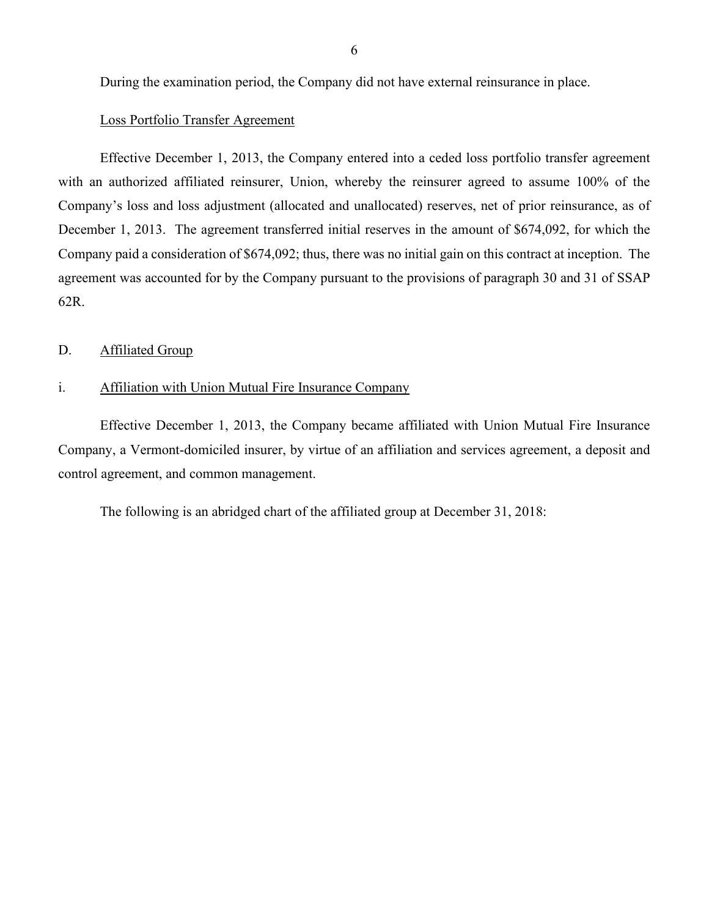During the examination period, the Company did not have external reinsurance in place.

Loss Portfolio Transfer Agreement

Effective December 1, 2013, the Company entered into a ceded loss portfolio transfer agreement with an authorized affiliated reinsurer, Union, whereby the reinsurer agreed to assume 100% of the Company's loss and loss adjustment (allocated and unallocated) reserves, net of prior reinsurance, as of December 1, 2013. The agreement transferred initial reserves in the amount of $674,092, for which the Company paid a consideration of $674,092; thus, there was no initial gain on this contract at inception. The agreement was accounted for by the Company pursuant to the provisions of paragraph 30 and 31 of SSAP 62R.

## D. Affiliated Group

### i. Affiliation with Union Mutual Fire Insurance Company

Effective December 1, 2013, the Company became affiliated with Union Mutual Fire Insurance Company, a Vermont-domiciled insurer, by virtue of an affiliation and services agreement, a deposit and control agreement, and common management.

The following is an abridged chart of the affiliated group at December 31, 2018: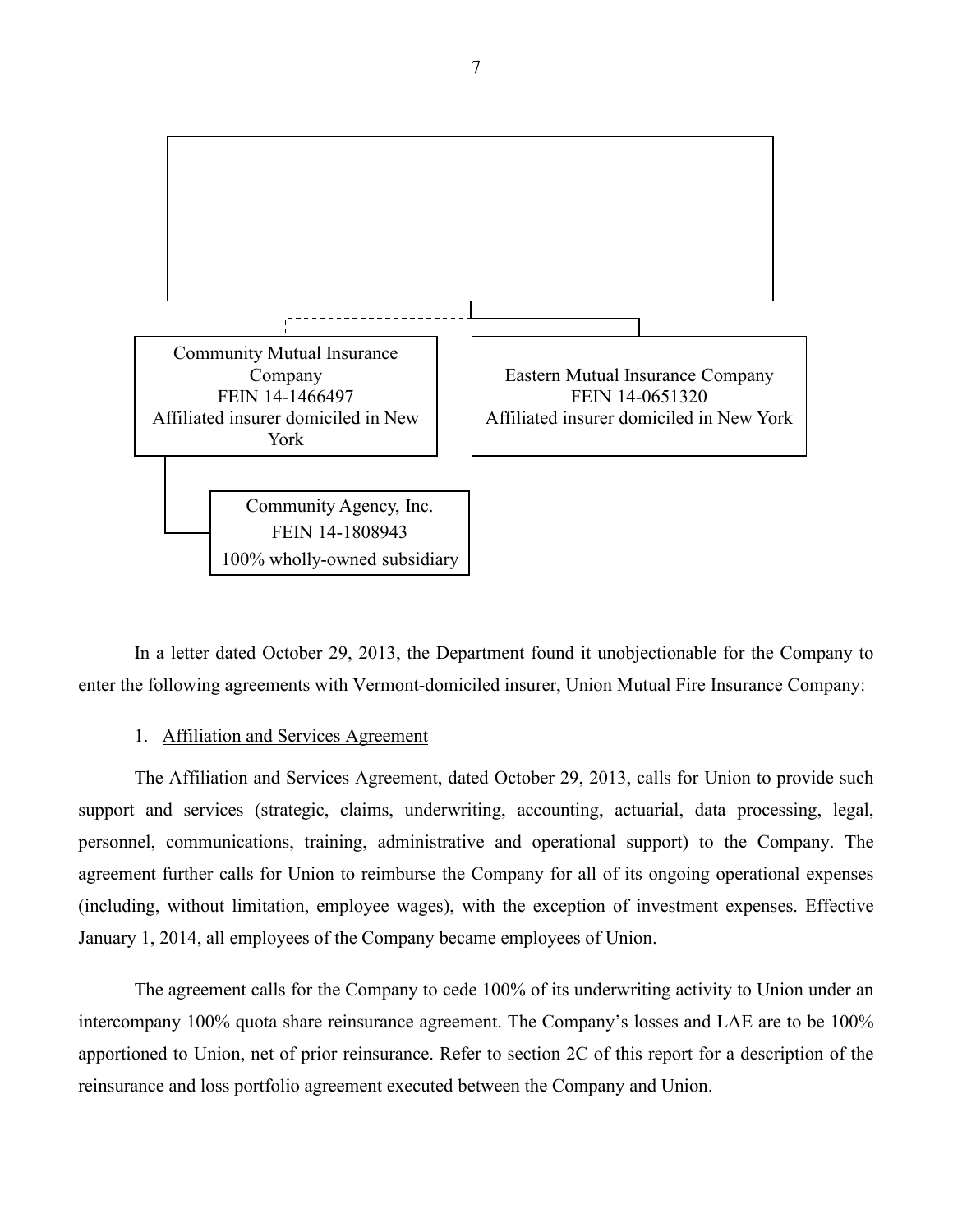Community Mutual Insurance Company
FEIN 14-1466497
Affiliated insurer domiciled in New York

Eastern Mutual Insurance Company
FEIN 14-0651320
Affiliated insurer domiciled in New York

Community Agency, Inc.
FEIN 14-1808943
100% wholly-owned subsidiary

In a letter dated October 29, 2013, the Department found it unobjectionable for the Company to enter the following agreements with Vermont-domiciled insurer, Union Mutual Fire Insurance Company:

1. Affiliation and Services Agreement

The Affiliation and Services Agreement, dated October 29, 2013, calls for Union to provide such support and services (strategic, claims, underwriting, accounting, actuarial, data processing, legal, personnel, communications, training, administrative and operational support) to the Company. The agreement further calls for Union to reimburse the Company for all of its ongoing operational expenses (including, without limitation, employee wages), with the exception of investment expenses. Effective January 1, 2014, all employees of the Company became employees of Union.

The agreement calls for the Company to cede 100% of its underwriting activity to Union under an intercompany 100% quota share reinsurance agreement. The Company's losses and LAE are to be 100% apportioned to Union, net of prior reinsurance. Refer to section 2C of this report for a description of the reinsurance and loss portfolio agreement executed between the Company and Union.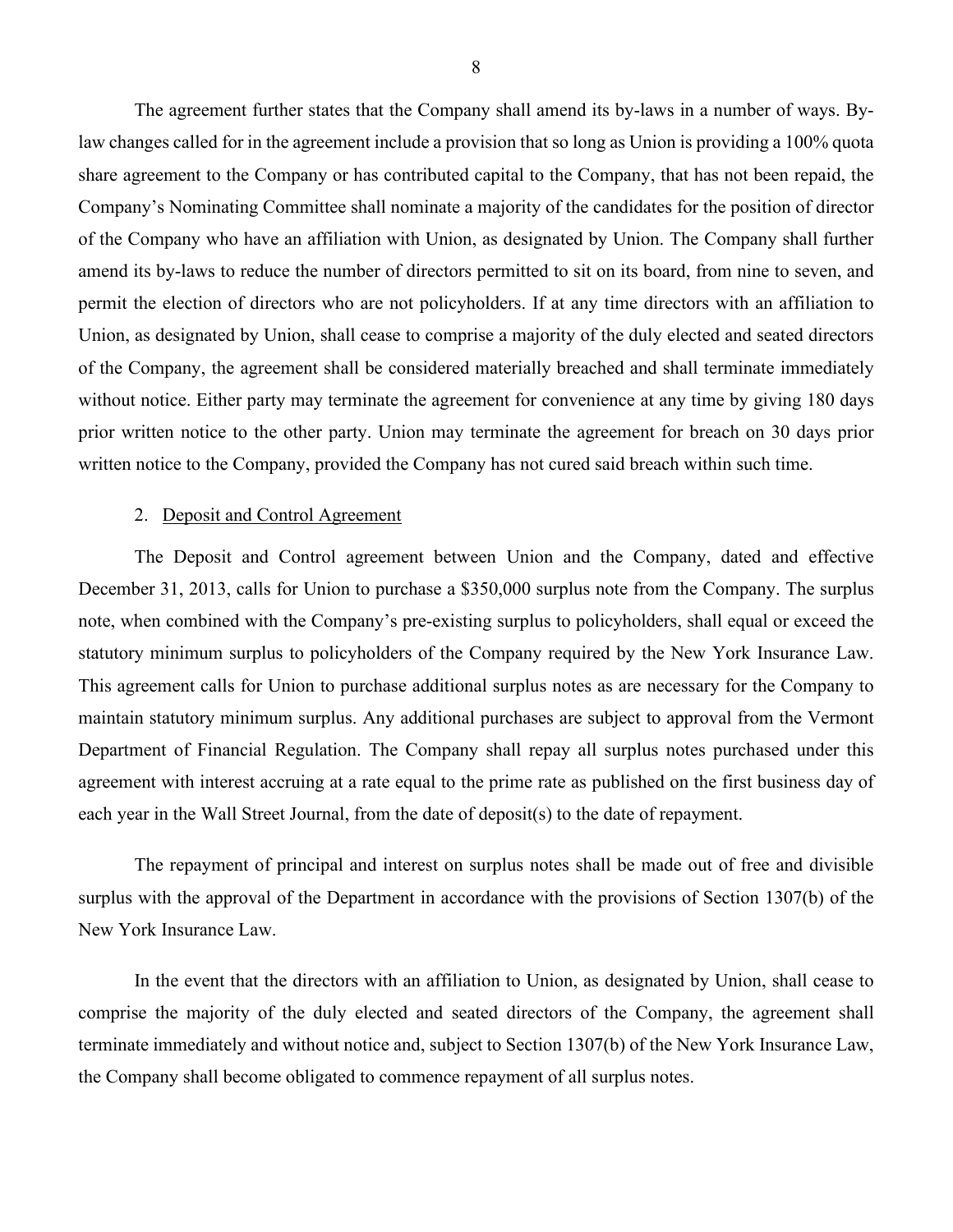The agreement further states that the Company shall amend its by-laws in a number of ways. By-law changes called for in the agreement include a provision that so long as Union is providing a 100% quota share agreement to the Company or has contributed capital to the Company, that has not been repaid, the Company's Nominating Committee shall nominate a majority of the candidates for the position of director of the Company who have an affiliation with Union, as designated by Union. The Company shall further amend its by-laws to reduce the number of directors permitted to sit on its board, from nine to seven, and permit the election of directors who are not policyholders. If at any time directors with an affiliation to Union, as designated by Union, shall cease to comprise a majority of the duly elected and seated directors of the Company, the agreement shall be considered materially breached and shall terminate immediately without notice. Either party may terminate the agreement for convenience at any time by giving 180 days prior written notice to the other party. Union may terminate the agreement for breach on 30 days prior written notice to the Company, provided the Company has not cured said breach within such time.

2. Deposit and Control Agreement

The Deposit and Control agreement between Union and the Company, dated and effective December 31, 2013, calls for Union to purchase a $350,000 surplus note from the Company. The surplus note, when combined with the Company's pre-existing surplus to policyholders, shall equal or exceed the statutory minimum surplus to policyholders of the Company required by the New York Insurance Law. This agreement calls for Union to purchase additional surplus notes as are necessary for the Company to maintain statutory minimum surplus. Any additional purchases are subject to approval from the Vermont Department of Financial Regulation. The Company shall repay all surplus notes purchased under this agreement with interest accruing at a rate equal to the prime rate as published on the first business day of each year in the Wall Street Journal, from the date of deposit(s) to the date of repayment.

The repayment of principal and interest on surplus notes shall be made out of free and divisible surplus with the approval of the Department in accordance with the provisions of Section 1307(b) of the New York Insurance Law.

In the event that the directors with an affiliation to Union, as designated by Union, shall cease to comprise the majority of the duly elected and seated directors of the Company, the agreement shall terminate immediately and without notice and, subject to Section 1307(b) of the New York Insurance Law, the Company shall become obligated to commence repayment of all surplus notes.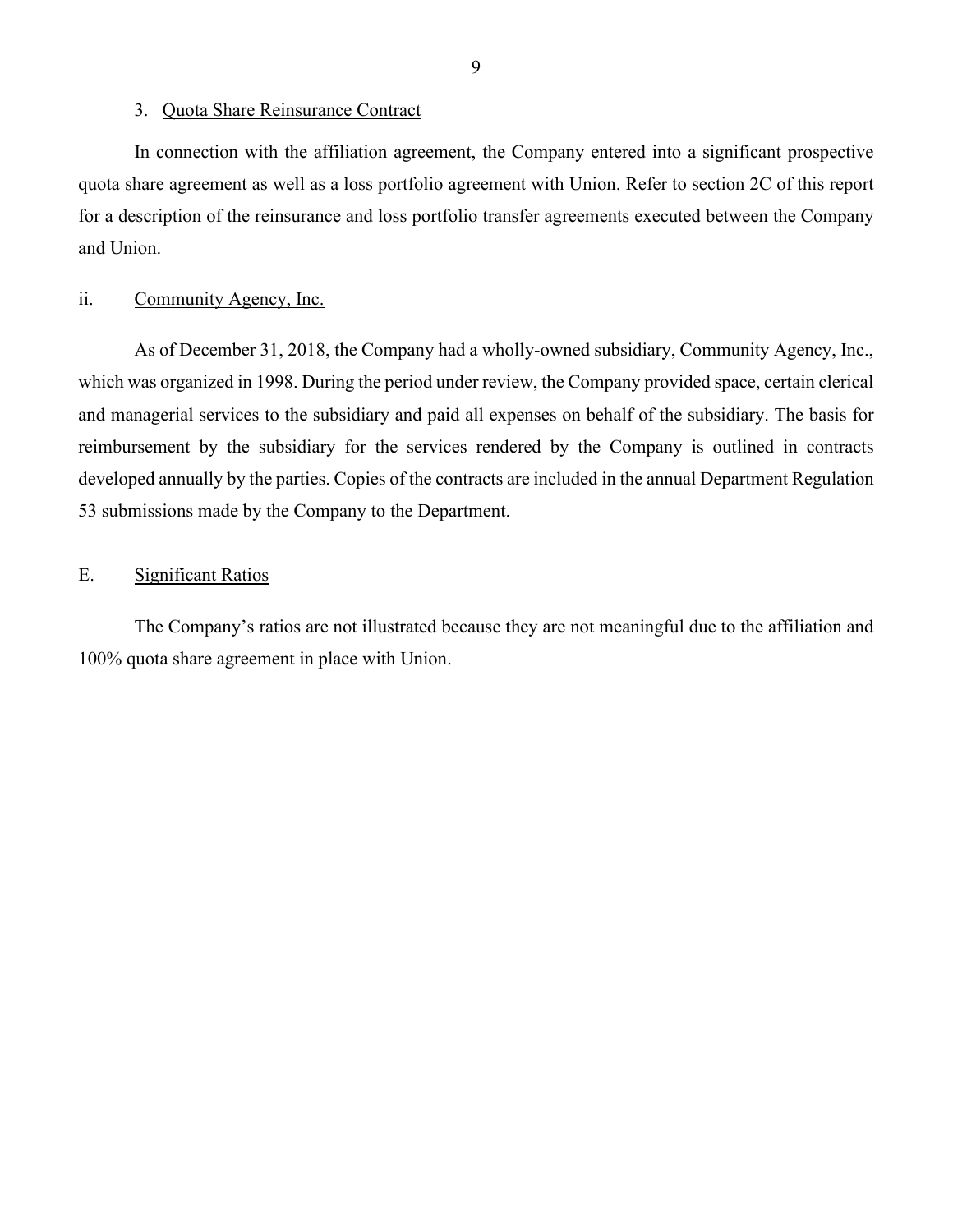3. Quota Share Reinsurance Contract

In connection with the affiliation agreement, the Company entered into a significant prospective quota share agreement as well as a loss portfolio agreement with Union. Refer to section 2C of this report for a description of the reinsurance and loss portfolio transfer agreements executed between the Company and Union.

ii. Community Agency, Inc.

As of December 31, 2018, the Company had a wholly-owned subsidiary, Community Agency, Inc., which was organized in 1998. During the period under review, the Company provided space, certain clerical and managerial services to the subsidiary and paid all expenses on behalf of the subsidiary. The basis for reimbursement by the subsidiary for the services rendered by the Company is outlined in contracts developed annually by the parties. Copies of the contracts are included in the annual Department Regulation 53 submissions made by the Company to the Department.

## E. Significant Ratios

The Company's ratios are not illustrated because they are not meaningful due to the affiliation and 100% quota share agreement in place with Union.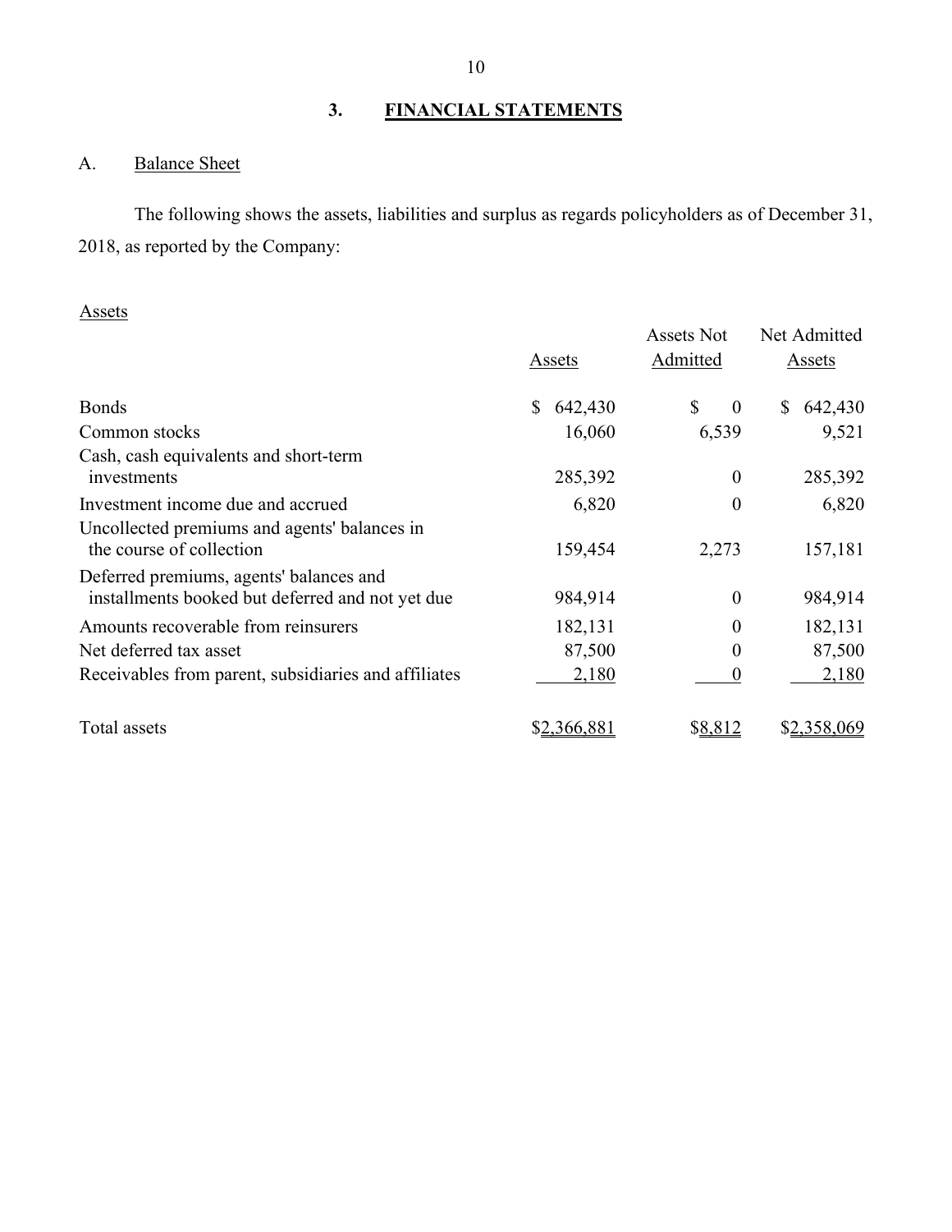## 3. FINANCIAL STATEMENTS

### A. Balance Sheet

The following shows the assets, liabilities and surplus as regards policyholders as of December 31, 2018, as reported by the Company:

Assets

| | Assets | Assets Not Admitted | Net Admitted Assets |
|---|---|---|---|
| Bonds | $ 642,430 | $ 0 | $ 642,430 |
| Common stocks | 16,060 | 6,539 | 9,521 |
| Cash, cash equivalents and short-term investments | 285,392 | 0 | 285,392 |
| Investment income due and accrued | 6,820 | 0 | 6,820 |
| Uncollected premiums and agents' balances in the course of collection | 159,454 | 2,273 | 157,181 |
| Deferred premiums, agents' balances and installments booked but deferred and not yet due | 984,914 | 0 | 984,914 |
| Amounts recoverable from reinsurers | 182,131 | 0 | 182,131 |
| Net deferred tax asset | 87,500 | 0 | 87,500 |
| Receivables from parent, subsidiaries and affiliates | 2,180 | 0 | 2,180 |
| Total assets | $2,366,881 | $8,812 | $2,358,069 |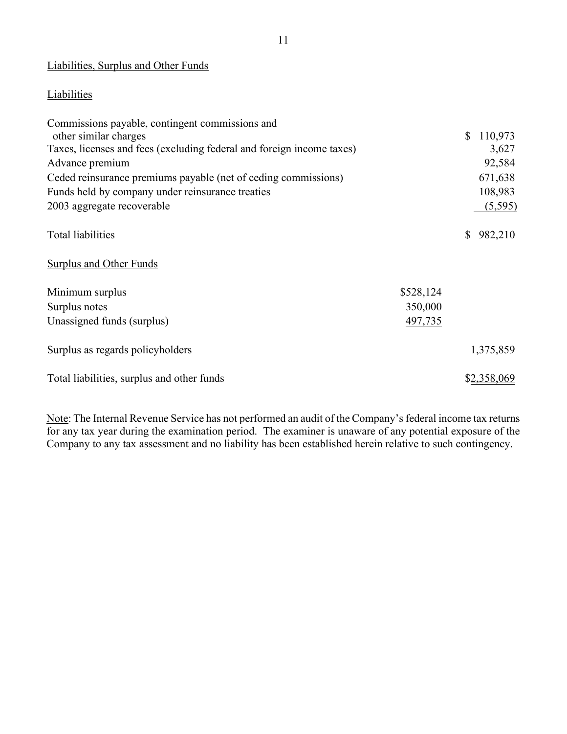## Liabilities, Surplus and Other Funds

### Liabilities

| | | |
|---|---|---|
| Commissions payable, contingent commissions and other similar charges | | $ 110,973 |
| Taxes, licenses and fees (excluding federal and foreign income taxes) | | 3,627 |
| Advance premium | | 92,584 |
| Ceded reinsurance premiums payable (net of ceding commissions) | | 671,638 |
| Funds held by company under reinsurance treaties | | 108,983 |
| 2003 aggregate recoverable | | (5,595) |
| Total liabilities | | $ 982,210 |

### Surplus and Other Funds

| | | |
|---|---|---|
| Minimum surplus | $528,124 | |
| Surplus notes | 350,000 | |
| Unassigned funds (surplus) | 497,735 | |
| Surplus as regards policyholders | | 1,375,859 |
| Total liabilities, surplus and other funds | | $2,358,069 |

Note: The Internal Revenue Service has not performed an audit of the Company's federal income tax returns for any tax year during the examination period. The examiner is unaware of any potential exposure of the Company to any tax assessment and no liability has been established herein relative to such contingency.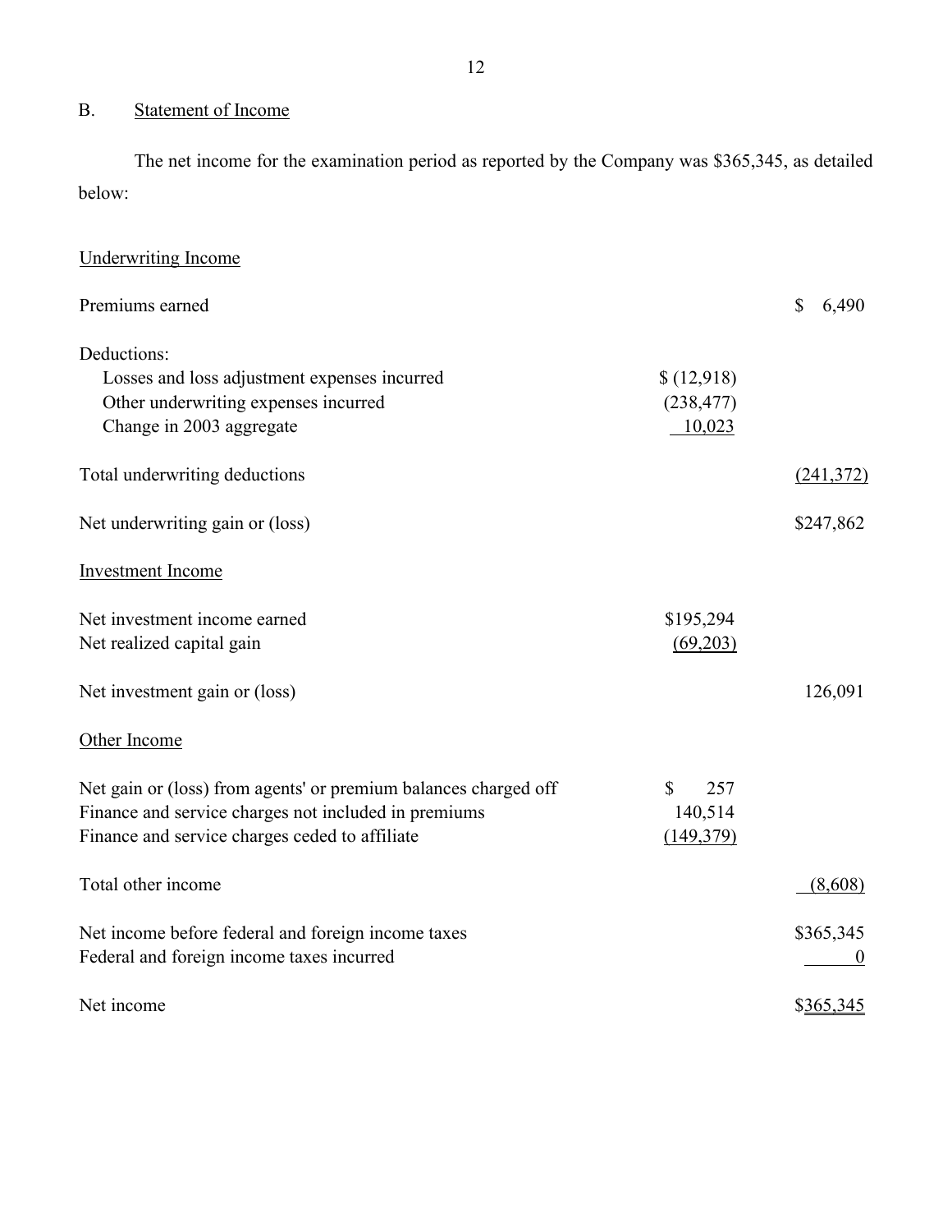## B. Statement of Income

The net income for the examination period as reported by the Company was $365,345, as detailed below:

| | | |
|---|---|---|
| **Underwriting Income** | | |
| Premiums earned | | $ 6,490 |
| Deductions: | | |
| Losses and loss adjustment expenses incurred | $ (12,918) | |
| Other underwriting expenses incurred | (238,477) | |
| Change in 2003 aggregate | 10,023 | |
| Total underwriting deductions | | (241,372) |
| Net underwriting gain or (loss) | | $247,862 |
| **Investment Income** | | |
| Net investment income earned | $195,294 | |
| Net realized capital gain | (69,203) | |
| Net investment gain or (loss) | | 126,091 |
| **Other Income** | | |
| Net gain or (loss) from agents' or premium balances charged off | $ 257 | |
| Finance and service charges not included in premiums | 140,514 | |
| Finance and service charges ceded to affiliate | (149,379) | |
| Total other income | | (8,608) |
| Net income before federal and foreign income taxes | | $365,345 |
| Federal and foreign income taxes incurred | | 0 |
| Net income | | $365,345 |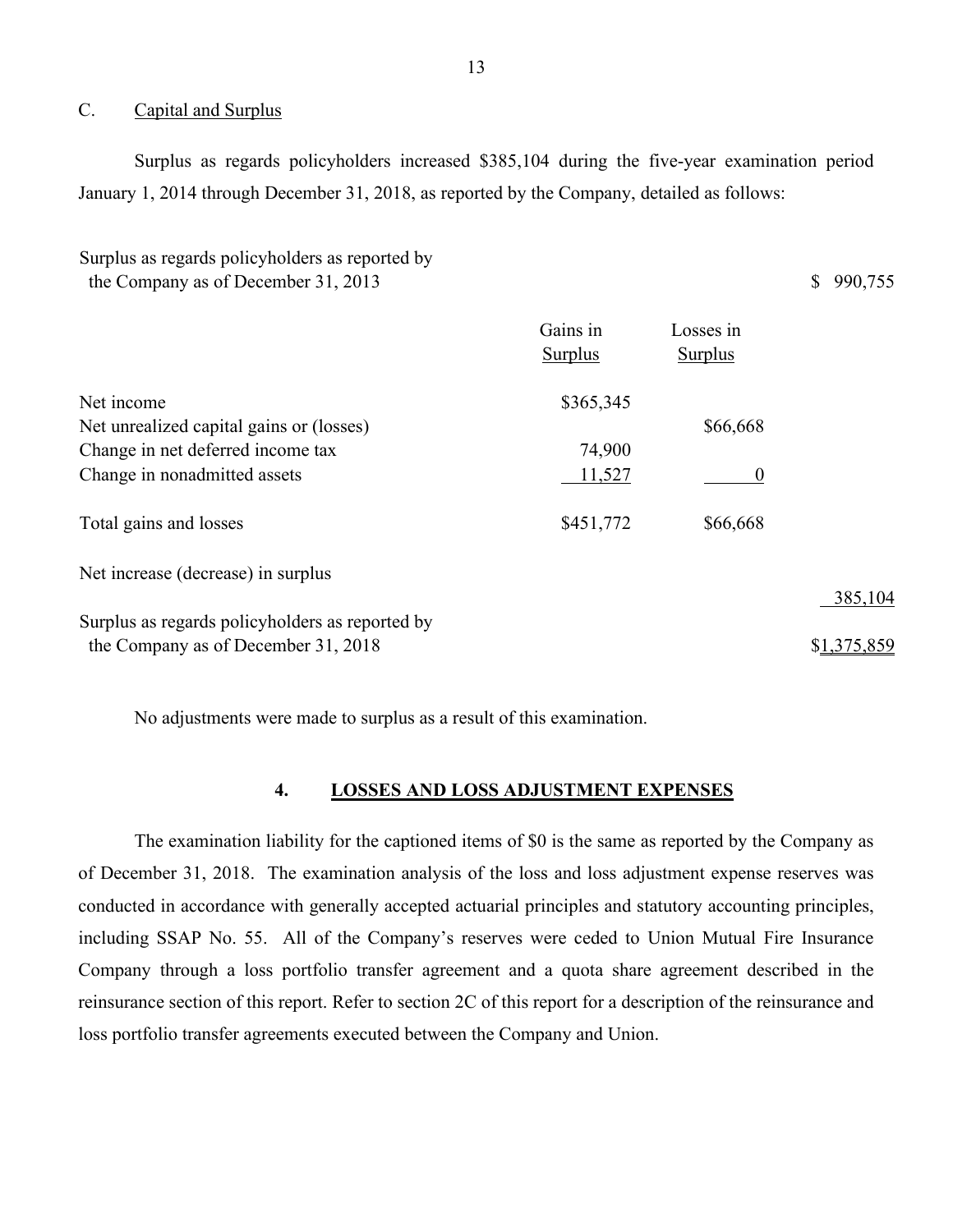### C. Capital and Surplus

Surplus as regards policyholders increased $385,104 during the five-year examination period January 1, 2014 through December 31, 2018, as reported by the Company, detailed as follows:

| | Gains in Surplus | Losses in Surplus | |
|---|---|---|---|
| Surplus as regards policyholders as reported by the Company as of December 31, 2013 | | | $ 990,755 |
| Net income | $365,345 | | |
| Net unrealized capital gains or (losses) | | $66,668 | |
| Change in net deferred income tax | 74,900 | | |
| Change in nonadmitted assets | 11,527 | 0 | |
| Total gains and losses | $451,772 | $66,668 | |
| Net increase (decrease) in surplus | | | 385,104 |
| Surplus as regards policyholders as reported by the Company as of December 31, 2018 | | | $1,375,859 |

No adjustments were made to surplus as a result of this examination.

## 4. LOSSES AND LOSS ADJUSTMENT EXPENSES

The examination liability for the captioned items of $0 is the same as reported by the Company as of December 31, 2018. The examination analysis of the loss and loss adjustment expense reserves was conducted in accordance with generally accepted actuarial principles and statutory accounting principles, including SSAP No. 55. All of the Company's reserves were ceded to Union Mutual Fire Insurance Company through a loss portfolio transfer agreement and a quota share agreement described in the reinsurance section of this report. Refer to section 2C of this report for a description of the reinsurance and loss portfolio transfer agreements executed between the Company and Union.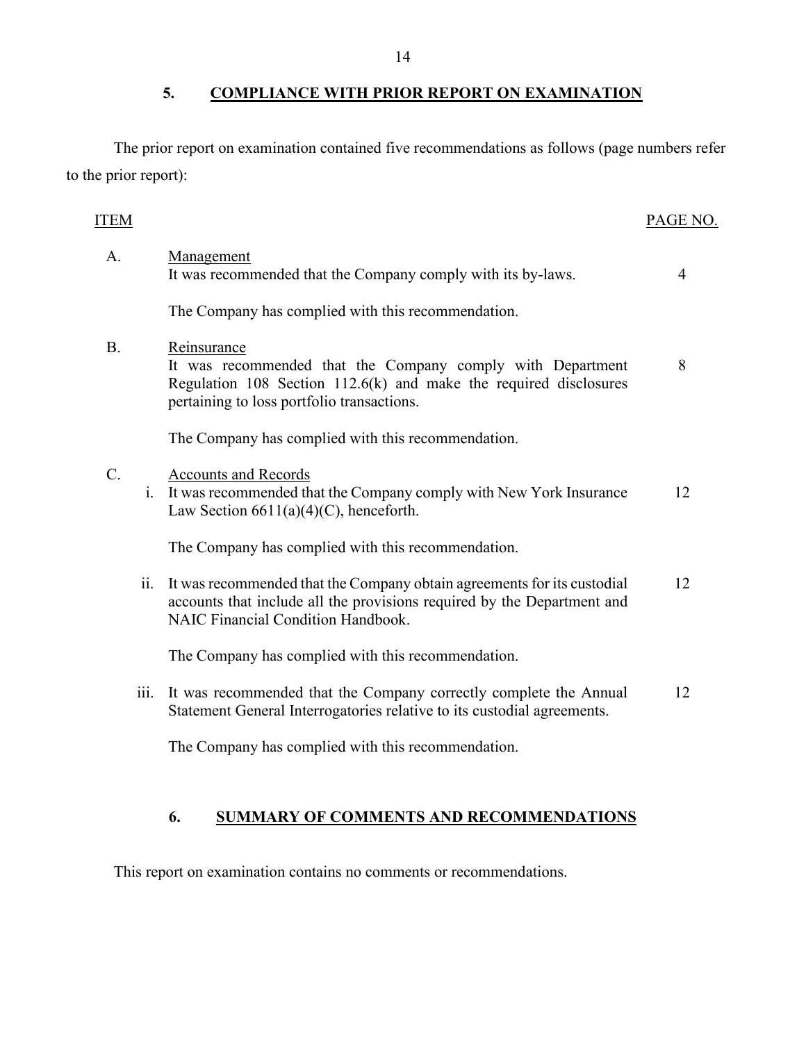## 5. COMPLIANCE WITH PRIOR REPORT ON EXAMINATION

The prior report on examination contained five recommendations as follows (page numbers refer to the prior report):

| ITEM | | | PAGE NO. |
|---|---|---|---|
| A. | | Management<br>It was recommended that the Company comply with its by-laws. | 4 |
| | | The Company has complied with this recommendation. | |
| B. | | Reinsurance<br>It was recommended that the Company comply with Department Regulation 108 Section 112.6(k) and make the required disclosures pertaining to loss portfolio transactions. | 8 |
| | | The Company has complied with this recommendation. | |
| C. | | Accounts and Records | |
| | i. | It was recommended that the Company comply with New York Insurance Law Section 6611(a)(4)(C), henceforth. | 12 |
| | | The Company has complied with this recommendation. | |
| | ii. | It was recommended that the Company obtain agreements for its custodial accounts that include all the provisions required by the Department and NAIC Financial Condition Handbook. | 12 |
| | | The Company has complied with this recommendation. | |
| | iii. | It was recommended that the Company correctly complete the Annual Statement General Interrogatories relative to its custodial agreements. | 12 |
| | | The Company has complied with this recommendation. | |

## 6. SUMMARY OF COMMENTS AND RECOMMENDATIONS

This report on examination contains no comments or recommendations.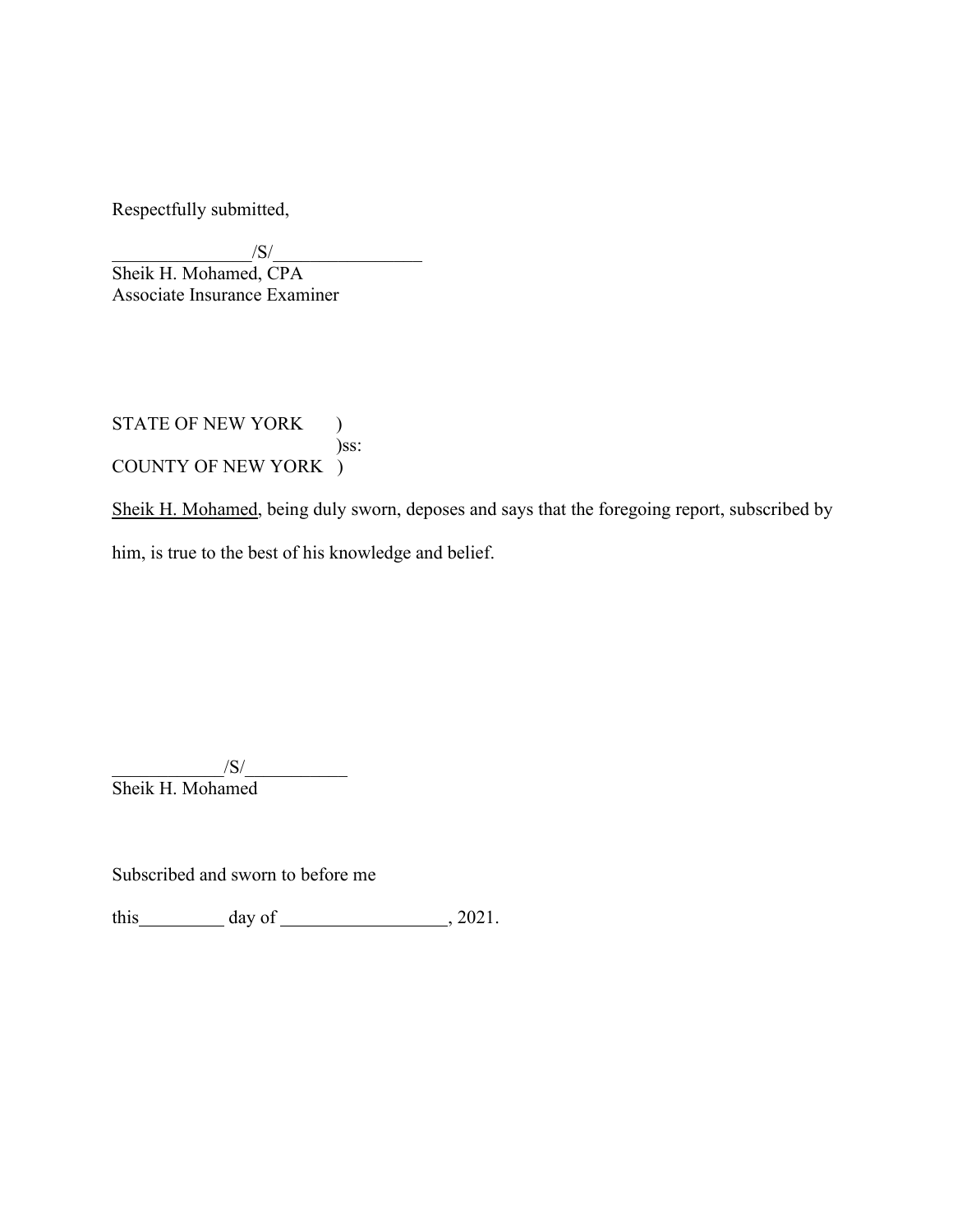Respectfully submitted,

_______________/S/________________
Sheik H. Mohamed, CPA
Associate Insurance Examiner

STATE OF NEW YORK )
)ss:
COUNTY OF NEW YORK )

Sheik H. Mohamed, being duly sworn, deposes and says that the foregoing report, subscribed by him, is true to the best of his knowledge and belief.

____________/S/___________
Sheik H. Mohamed

Subscribed and sworn to before me

this_________ day of __________________, 2021.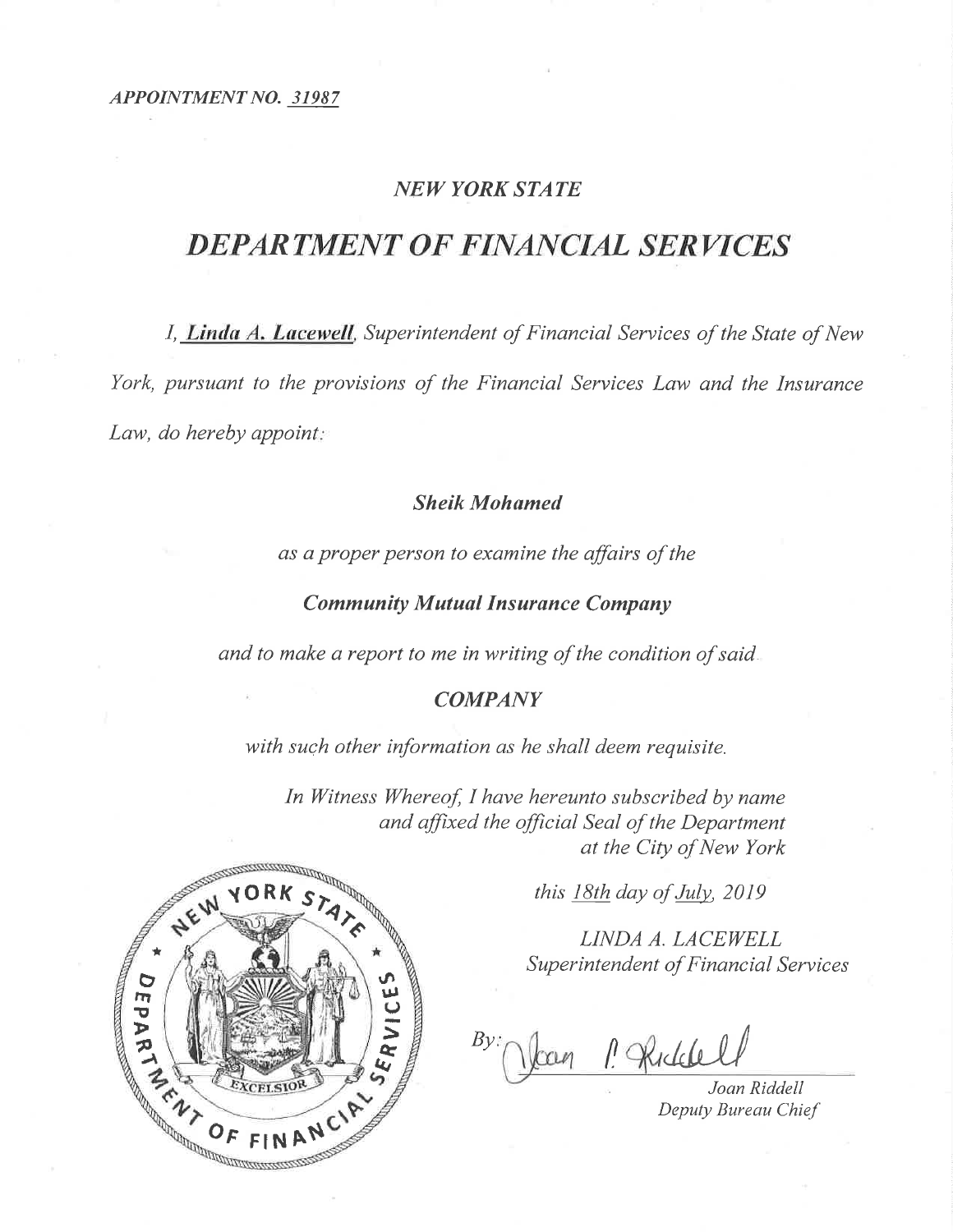*APPOINTMENT NO. 31987*

## *NEW YORK STATE*

# *DEPARTMENT OF FINANCIAL SERVICES*

*I, **Linda A. Lacewell**, Superintendent of Financial Services of the State of New York, pursuant to the provisions of the Financial Services Law and the Insurance Law, do hereby appoint:*

***Sheik Mohamed***

*as a proper person to examine the affairs of the*

***Community Mutual Insurance Company***

*and to make a report to me in writing of the condition of said*

***COMPANY***

*with such other information as he shall deem requisite.*

*In Witness Whereof, I have hereunto subscribed by name and affixed the official Seal of the Department at the City of New York*

*this 18th day of July, 2019*

*LINDA A. LACEWELL*
*Superintendent of Financial Services*

By: Joan P. Riddell

*Joan Riddell*
*Deputy Bureau Chief*

NEW YORK STATE DEPARTMENT OF FINANCIAL SERVICES
EXCELSIOR